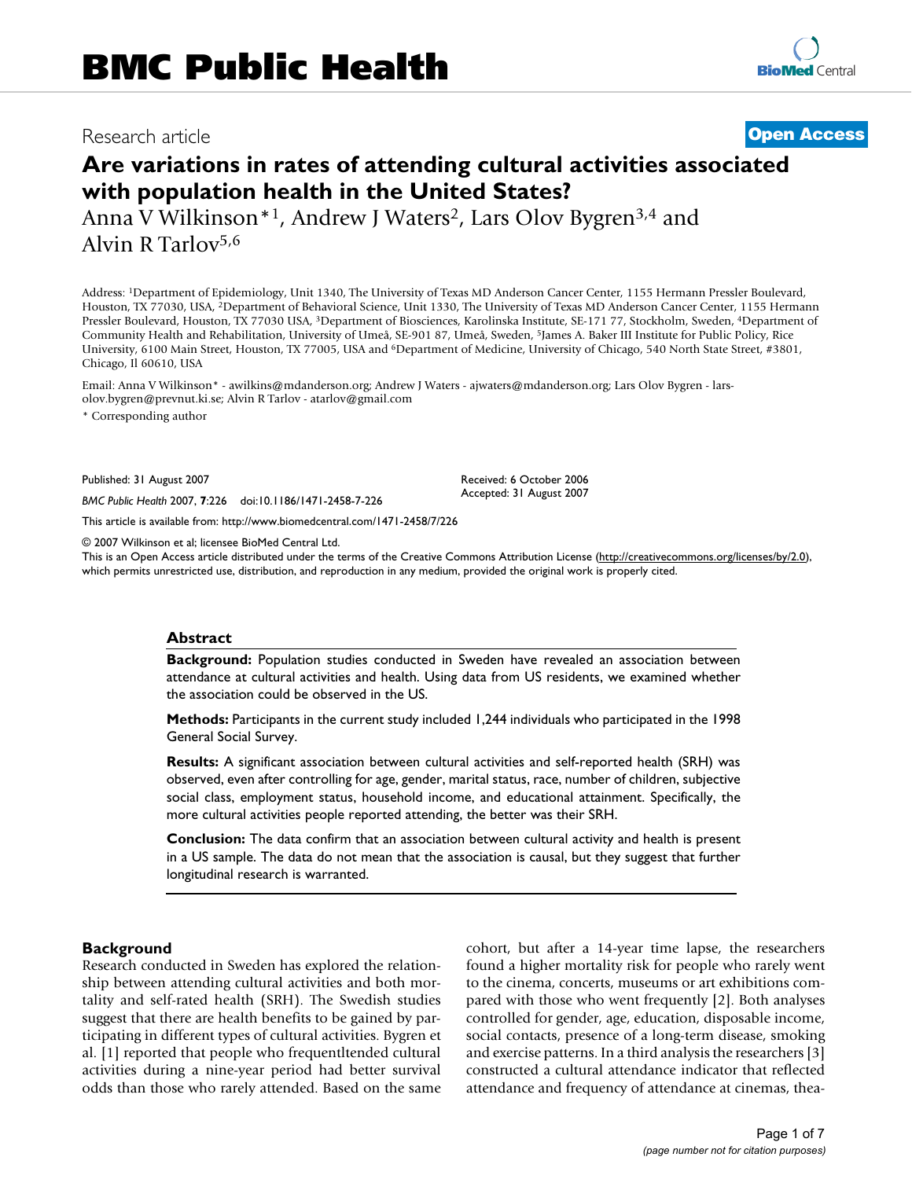# BMC Public Health

Research article

**Open Access**

# Are variations in rates of attending cultural activities associated with population health in the United States?

Anna V Wilkinson*[1], Andrew J Waters[2], Lars Olov Bygren[3,4] and Alvin R Tarlov[5,6]

Address: [1]Department of Epidemiology, Unit 1340, The University of Texas MD Anderson Cancer Center, 1155 Hermann Pressler Boulevard, Houston, TX 77030, USA, [2]Department of Behavioral Science, Unit 1330, The University of Texas MD Anderson Cancer Center, 1155 Hermann Pressler Boulevard, Houston, TX 77030 USA, [3]Department of Biosciences, Karolinska Institute, SE-171 77, Stockholm, Sweden, [4]Department of Community Health and Rehabilitation, University of Umeå, SE-901 87, Umeå, Sweden, [5]James A. Baker III Institute for Public Policy, Rice University, 6100 Main Street, Houston, TX 77005, USA and [6]Department of Medicine, University of Chicago, 540 North State Street, #3801, Chicago, Il 60610, USA

Email: Anna V Wilkinson* - awilkins@mdanderson.org; Andrew J Waters - ajwaters@mdanderson.org; Lars Olov Bygren - lars-olov.bygren@prevnut.ki.se; Alvin R Tarlov - atarlov@gmail.com

* Corresponding author

Published: 31 August 2007

*BMC Public Health* 2007, **7**:226 doi:10.1186/1471-2458-7-226

Received: 6 October 2006
Accepted: 31 August 2007

This article is available from: http://www.biomedcentral.com/1471-2458/7/226

© 2007 Wilkinson et al; licensee BioMed Central Ltd.
This is an Open Access article distributed under the terms of the Creative Commons Attribution License (http://creativecommons.org/licenses/by/2.0), which permits unrestricted use, distribution, and reproduction in any medium, provided the original work is properly cited.

## Abstract

**Background:** Population studies conducted in Sweden have revealed an association between attendance at cultural activities and health. Using data from US residents, we examined whether the association could be observed in the US.

**Methods:** Participants in the current study included 1,244 individuals who participated in the 1998 General Social Survey.

**Results:** A significant association between cultural activities and self-reported health (SRH) was observed, even after controlling for age, gender, marital status, race, number of children, subjective social class, employment status, household income, and educational attainment. Specifically, the more cultural activities people reported attending, the better was their SRH.

**Conclusion:** The data confirm that an association between cultural activity and health is present in a US sample. The data do not mean that the association is causal, but they suggest that further longitudinal research is warranted.

## Background

Research conducted in Sweden has explored the relationship between attending cultural activities and both mortality and self-rated health (SRH). The Swedish studies suggest that there are health benefits to be gained by participating in different types of cultural activities. Bygren et al. [1] reported that people who frequentltended cultural activities during a nine-year period had better survival odds than those who rarely attended. Based on the same cohort, but after a 14-year time lapse, the researchers found a higher mortality risk for people who rarely went to the cinema, concerts, museums or art exhibitions compared with those who went frequently [2]. Both analyses controlled for gender, age, education, disposable income, social contacts, presence of a long-term disease, smoking and exercise patterns. In a third analysis the researchers [3] constructed a cultural attendance indicator that reflected attendance and frequency of attendance at cinemas, thea-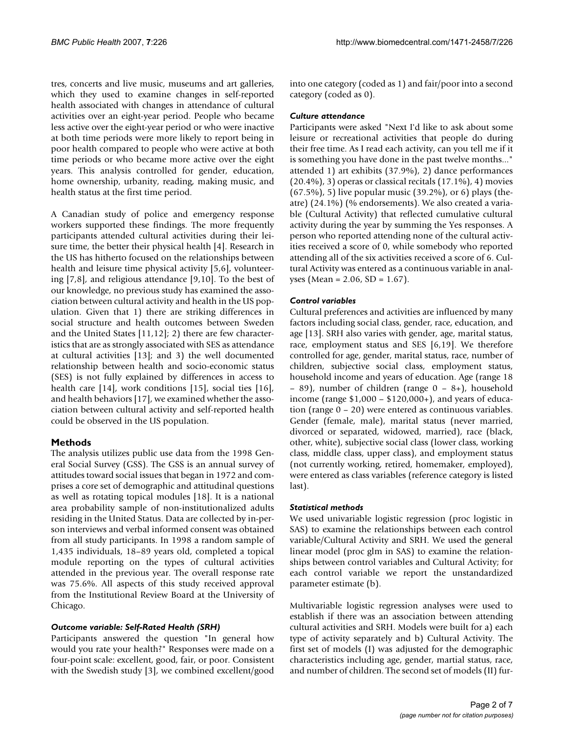tres, concerts and live music, museums and art galleries, which they used to examine changes in self-reported health associated with changes in attendance of cultural activities over an eight-year period. People who became less active over the eight-year period or who were inactive at both time periods were more likely to report being in poor health compared to people who were active at both time periods or who became more active over the eight years. This analysis controlled for gender, education, home ownership, urbanity, reading, making music, and health status at the first time period.

A Canadian study of police and emergency response workers supported these findings. The more frequently participants attended cultural activities during their leisure time, the better their physical health [4]. Research in the US has hitherto focused on the relationships between health and leisure time physical activity [5,6], volunteering [7,8], and religious attendance [9,10]. To the best of our knowledge, no previous study has examined the association between cultural activity and health in the US population. Given that 1) there are striking differences in social structure and health outcomes between Sweden and the United States [11,12]; 2) there are few characteristics that are as strongly associated with SES as attendance at cultural activities [13]; and 3) the well documented relationship between health and socio-economic status (SES) is not fully explained by differences in access to health care [14], work conditions [15], social ties [16], and health behaviors [17], we examined whether the association between cultural activity and self-reported health could be observed in the US population.

## Methods

The analysis utilizes public use data from the 1998 General Social Survey (GSS). The GSS is an annual survey of attitudes toward social issues that began in 1972 and comprises a core set of demographic and attitudinal questions as well as rotating topical modules [18]. It is a national area probability sample of non-institutionalized adults residing in the United Status. Data are collected by in-person interviews and verbal informed consent was obtained from all study participants. In 1998 a random sample of 1,435 individuals, 18–89 years old, completed a topical module reporting on the types of cultural activities attended in the previous year. The overall response rate was 75.6%. All aspects of this study received approval from the Institutional Review Board at the University of Chicago.

### *Outcome variable: Self-Rated Health (SRH)*

Participants answered the question "In general how would you rate your health?" Responses were made on a four-point scale: excellent, good, fair, or poor. Consistent with the Swedish study [3], we combined excellent/good into one category (coded as 1) and fair/poor into a second category (coded as 0).

### *Culture attendance*

Participants were asked "Next I'd like to ask about some leisure or recreational activities that people do during their free time. As I read each activity, can you tell me if it is something you have done in the past twelve months..." attended 1) art exhibits (37.9%), 2) dance performances (20.4%), 3) operas or classical recitals (17.1%), 4) movies (67.5%), 5) live popular music (39.2%), or 6) plays (theatre) (24.1%) (% endorsements). We also created a variable (Cultural Activity) that reflected cumulative cultural activity during the year by summing the Yes responses. A person who reported attending none of the cultural activities received a score of 0, while somebody who reported attending all of the six activities received a score of 6. Cultural Activity was entered as a continuous variable in analyses (Mean = 2.06, SD = 1.67).

### *Control variables*

Cultural preferences and activities are influenced by many factors including social class, gender, race, education, and age [13]. SRH also varies with gender, age, marital status, race, employment status and SES [6,19]. We therefore controlled for age, gender, marital status, race, number of children, subjective social class, employment status, household income and years of education. Age (range 18 – 89), number of children (range 0 – 8+), household income (range \$1,000 – \$120,000+), and years of education (range 0 – 20) were entered as continuous variables. Gender (female, male), marital status (never married, divorced or separated, widowed, married), race (black, other, white), subjective social class (lower class, working class, middle class, upper class), and employment status (not currently working, retired, homemaker, employed), were entered as class variables (reference category is listed last).

### *Statistical methods*

We used univariable logistic regression (proc logistic in SAS) to examine the relationships between each control variable/Cultural Activity and SRH. We used the general linear model (proc glm in SAS) to examine the relationships between control variables and Cultural Activity; for each control variable we report the unstandardized parameter estimate (b).

Multivariable logistic regression analyses were used to establish if there was an association between attending cultural activities and SRH. Models were built for a) each type of activity separately and b) Cultural Activity. The first set of models (I) was adjusted for the demographic characteristics including age, gender, martial status, race, and number of children. The second set of models (II) fur-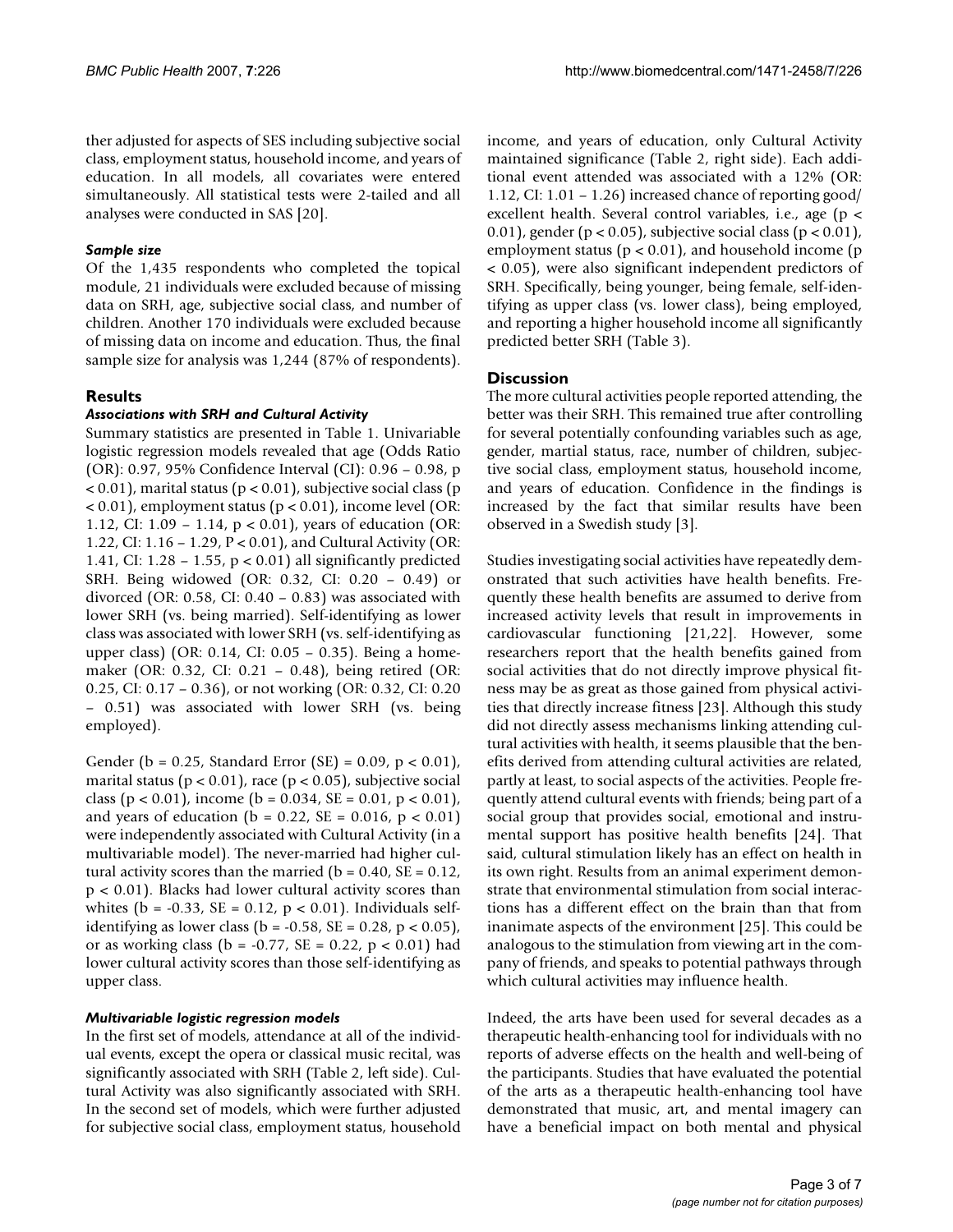ther adjusted for aspects of SES including subjective social class, employment status, household income, and years of education. In all models, all covariates were entered simultaneously. All statistical tests were 2-tailed and all analyses were conducted in SAS [20].

### *Sample size*

Of the 1,435 respondents who completed the topical module, 21 individuals were excluded because of missing data on SRH, age, subjective social class, and number of children. Another 170 individuals were excluded because of missing data on income and education. Thus, the final sample size for analysis was 1,244 (87% of respondents).

## Results

### *Associations with SRH and Cultural Activity*

Summary statistics are presented in Table 1. Univariable logistic regression models revealed that age (Odds Ratio (OR): 0.97, 95% Confidence Interval (CI): 0.96 – 0.98, $p < 0.01$), marital status ($p < 0.01$), subjective social class ($p < 0.01$), employment status ($p < 0.01$), income level (OR: 1.12, CI: 1.09 – 1.14, $p < 0.01$), years of education (OR: 1.22, CI: 1.16 – 1.29, $P < 0.01$), and Cultural Activity (OR: 1.41, CI: 1.28 – 1.55, $p < 0.01$) all significantly predicted SRH. Being widowed (OR: 0.32, CI: 0.20 – 0.49) or divorced (OR: 0.58, CI: 0.40 – 0.83) was associated with lower SRH (vs. being married). Self-identifying as lower class was associated with lower SRH (vs. self-identifying as upper class) (OR: 0.14, CI: 0.05 – 0.35). Being a homemaker (OR: 0.32, CI: 0.21 – 0.48), being retired (OR: 0.25, CI: 0.17 – 0.36), or not working (OR: 0.32, CI: 0.20 – 0.51) was associated with lower SRH (vs. being employed).

Gender ($b = 0.25$, Standard Error (SE) = 0.09, $p < 0.01$), marital status ($p < 0.01$), race ($p < 0.05$), subjective social class ($p < 0.01$), income ($b = 0.034$, SE = 0.01, $p < 0.01$), and years of education ($b = 0.22$, SE = 0.016, $p < 0.01$) were independently associated with Cultural Activity (in a multivariable model). The never-married had higher cultural activity scores than the married ($b = 0.40$, SE = 0.12, $p < 0.01$). Blacks had lower cultural activity scores than whites ($b = -0.33$, SE = 0.12, $p < 0.01$). Individuals self-identifying as lower class ($b = -0.58$, SE = 0.28, $p < 0.05$), or as working class ($b = -0.77$, SE = 0.22, $p < 0.01$) had lower cultural activity scores than those self-identifying as upper class.

### *Multivariable logistic regression models*

In the first set of models, attendance at all of the individual events, except the opera or classical music recital, was significantly associated with SRH (Table 2, left side). Cultural Activity was also significantly associated with SRH. In the second set of models, which were further adjusted for subjective social class, employment status, household income, and years of education, only Cultural Activity maintained significance (Table 2, right side). Each additional event attended was associated with a 12% (OR: 1.12, CI: 1.01 – 1.26) increased chance of reporting good/excellent health. Several control variables, i.e., age ($p < 0.01$), gender ($p < 0.05$), subjective social class ($p < 0.01$), employment status ($p < 0.01$), and household income ($p < 0.05$), were also significant independent predictors of SRH. Specifically, being younger, being female, self-identifying as upper class (vs. lower class), being employed, and reporting a higher household income all significantly predicted better SRH (Table 3).

## Discussion

The more cultural activities people reported attending, the better was their SRH. This remained true after controlling for several potentially confounding variables such as age, gender, martial status, race, number of children, subjective social class, employment status, household income, and years of education. Confidence in the findings is increased by the fact that similar results have been observed in a Swedish study [3].

Studies investigating social activities have repeatedly demonstrated that such activities have health benefits. Frequently these health benefits are assumed to derive from increased activity levels that result in improvements in cardiovascular functioning [21,22]. However, some researchers report that the health benefits gained from social activities that do not directly improve physical fitness may be as great as those gained from physical activities that directly increase fitness [23]. Although this study did not directly assess mechanisms linking attending cultural activities with health, it seems plausible that the benefits derived from attending cultural activities are related, partly at least, to social aspects of the activities. People frequently attend cultural events with friends; being part of a social group that provides social, emotional and instrumental support has positive health benefits [24]. That said, cultural stimulation likely has an effect on health in its own right. Results from an animal experiment demonstrate that environmental stimulation from social interactions has a different effect on the brain than that from inanimate aspects of the environment [25]. This could be analogous to the stimulation from viewing art in the company of friends, and speaks to potential pathways through which cultural activities may influence health.

Indeed, the arts have been used for several decades as a therapeutic health-enhancing tool for individuals with no reports of adverse effects on the health and well-being of the participants. Studies that have evaluated the potential of the arts as a therapeutic health-enhancing tool have demonstrated that music, art, and mental imagery can have a beneficial impact on both mental and physical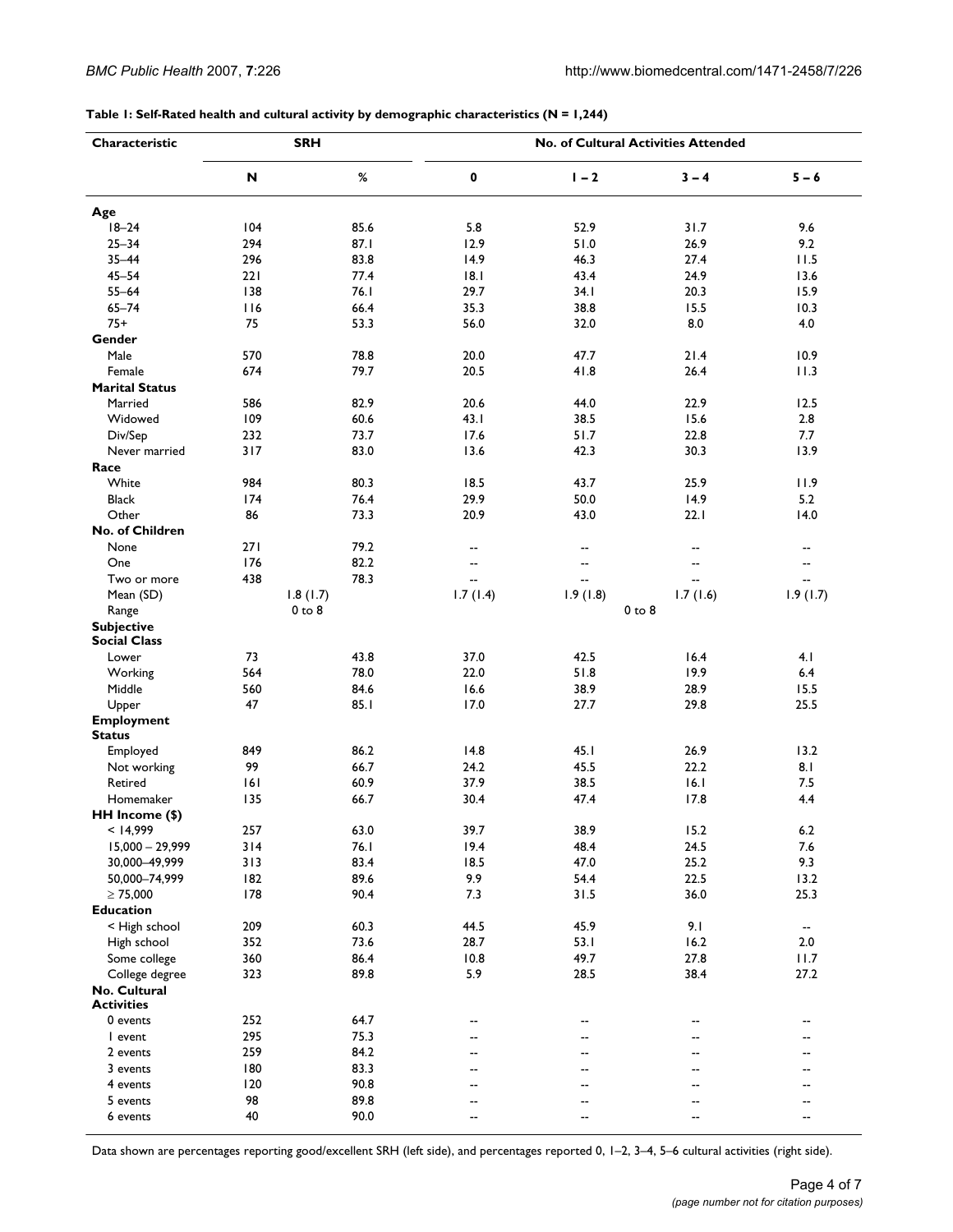**Table 1: Self-Rated health and cultural activity by demographic characteristics (N = 1,244)**

| Characteristic | SRH | | No. of Cultural Activities Attended | | | |
|---|---|---|---|---|---|---|
| | N | % | 0 | 1 – 2 | 3 – 4 | 5 – 6 |
| **Age** | | | | | | |
| 18–24 | 104 | 85.6 | 5.8 | 52.9 | 31.7 | 9.6 |
| 25–34 | 294 | 87.1 | 12.9 | 51.0 | 26.9 | 9.2 |
| 35–44 | 296 | 83.8 | 14.9 | 46.3 | 27.4 | 11.5 |
| 45–54 | 221 | 77.4 | 18.1 | 43.4 | 24.9 | 13.6 |
| 55–64 | 138 | 76.1 | 29.7 | 34.1 | 20.3 | 15.9 |
| 65–74 | 116 | 66.4 | 35.3 | 38.8 | 15.5 | 10.3 |
| 75+ | 75 | 53.3 | 56.0 | 32.0 | 8.0 | 4.0 |
| **Gender** | | | | | | |
| Male | 570 | 78.8 | 20.0 | 47.7 | 21.4 | 10.9 |
| Female | 674 | 79.7 | 20.5 | 41.8 | 26.4 | 11.3 |
| **Marital Status** | | | | | | |
| Married | 586 | 82.9 | 20.6 | 44.0 | 22.9 | 12.5 |
| Widowed | 109 | 60.6 | 43.1 | 38.5 | 15.6 | 2.8 |
| Div/Sep | 232 | 73.7 | 17.6 | 51.7 | 22.8 | 7.7 |
| Never married | 317 | 83.0 | 13.6 | 42.3 | 30.3 | 13.9 |
| **Race** | | | | | | |
| White | 984 | 80.3 | 18.5 | 43.7 | 25.9 | 11.9 |
| Black | 174 | 76.4 | 29.9 | 50.0 | 14.9 | 5.2 |
| Other | 86 | 73.3 | 20.9 | 43.0 | 22.1 | 14.0 |
| **No. of Children** | | | | | | |
| None | 271 | 79.2 | -- | -- | -- | -- |
| One | 176 | 82.2 | -- | -- | -- | -- |
| Two or more | 438 | 78.3 | -- | -- | -- | -- |
| Mean (SD) | 1.8 (1.7) | | 1.7 (1.4) | 1.9 (1.8) | 1.7 (1.6) | 1.9 (1.7) |
| Range | 0 to 8 | | | 0 to 8 | | |
| **Subjective Social Class** | | | | | | |
| Lower | 73 | 43.8 | 37.0 | 42.5 | 16.4 | 4.1 |
| Working | 564 | 78.0 | 22.0 | 51.8 | 19.9 | 6.4 |
| Middle | 560 | 84.6 | 16.6 | 38.9 | 28.9 | 15.5 |
| Upper | 47 | 85.1 | 17.0 | 27.7 | 29.8 | 25.5 |
| **Employment Status** | | | | | | |
| Employed | 849 | 86.2 | 14.8 | 45.1 | 26.9 | 13.2 |
| Not working | 99 | 66.7 | 24.2 | 45.5 | 22.2 | 8.1 |
| Retired | 161 | 60.9 | 37.9 | 38.5 | 16.1 | 7.5 |
| Homemaker | 135 | 66.7 | 30.4 | 47.4 | 17.8 | 4.4 |
| **HH Income ($)** | | | | | | |
| < 14,999 | 257 | 63.0 | 39.7 | 38.9 | 15.2 | 6.2 |
| 15,000 – 29,999 | 314 | 76.1 | 19.4 | 48.4 | 24.5 | 7.6 |
| 30,000–49,999 | 313 | 83.4 | 18.5 | 47.0 | 25.2 | 9.3 |
| 50,000–74,999 | 182 | 89.6 | 9.9 | 54.4 | 22.5 | 13.2 |
| ≥ 75,000 | 178 | 90.4 | 7.3 | 31.5 | 36.0 | 25.3 |
| **Education** | | | | | | |
| < High school | 209 | 60.3 | 44.5 | 45.9 | 9.1 | -- |
| High school | 352 | 73.6 | 28.7 | 53.1 | 16.2 | 2.0 |
| Some college | 360 | 86.4 | 10.8 | 49.7 | 27.8 | 11.7 |
| College degree | 323 | 89.8 | 5.9 | 28.5 | 38.4 | 27.2 |
| **No. Cultural Activities** | | | | | | |
| 0 events | 252 | 64.7 | -- | -- | -- | -- |
| 1 event | 295 | 75.3 | -- | -- | -- | -- |
| 2 events | 259 | 84.2 | -- | -- | -- | -- |
| 3 events | 180 | 83.3 | -- | -- | -- | -- |
| 4 events | 120 | 90.8 | -- | -- | -- | -- |
| 5 events | 98 | 89.8 | -- | -- | -- | -- |
| 6 events | 40 | 90.0 | -- | -- | -- | -- |

Data shown are percentages reporting good/excellent SRH (left side), and percentages reported 0, 1–2, 3–4, 5–6 cultural activities (right side).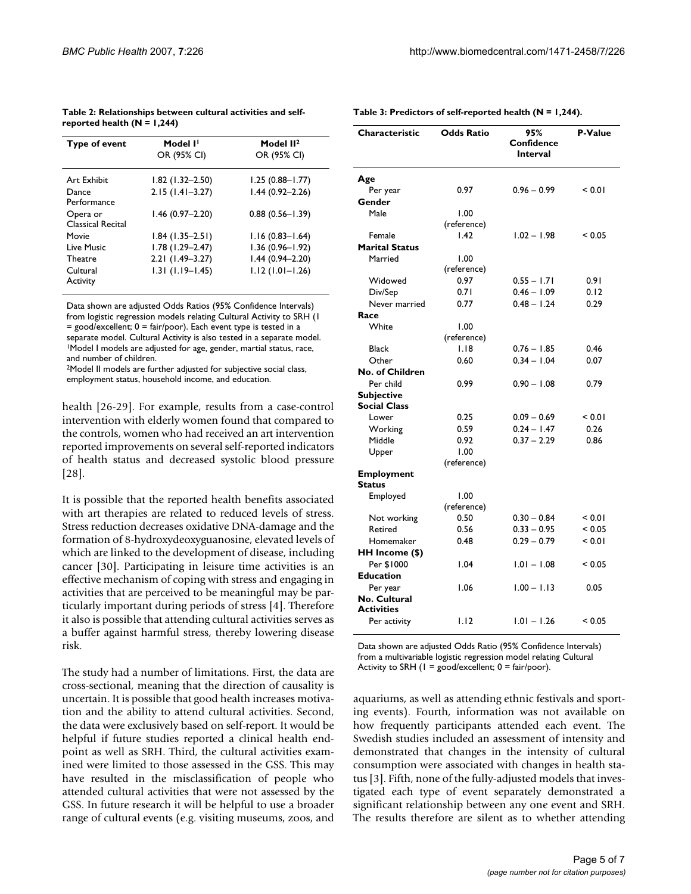**Table 2: Relationships between cultural activities and self-reported health (N = 1,244)**

| Type of event | Model I[1] OR (95% CI) | Model II[2] OR (95% CI) |
|---|---|---|
| Art Exhibit | 1.82 (1.32–2.50) | 1.25 (0.88–1.77) |
| Dance Performance | 2.15 (1.41–3.27) | 1.44 (0.92–2.26) |
| Opera or Classical Recital | 1.46 (0.97–2.20) | 0.88 (0.56–1.39) |
| Movie | 1.84 (1.35–2.51) | 1.16 (0.83–1.64) |
| Live Music | 1.78 (1.29–2.47) | 1.36 (0.96–1.92) |
| Theatre | 2.21 (1.49–3.27) | 1.44 (0.94–2.20) |
| Cultural Activity | 1.31 (1.19–1.45) | 1.12 (1.01–1.26) |

Data shown are adjusted Odds Ratios (95% Confidence Intervals) from logistic regression models relating Cultural Activity to SRH (1 = good/excellent; 0 = fair/poor). Each event type is tested in a separate model. Cultural Activity is also tested in a separate model.
[1]Model I models are adjusted for age, gender, martial status, race, and number of children.
[2]Model II models are further adjusted for subjective social class, employment status, household income, and education.

**Table 3: Predictors of self-reported health (N = 1,244).**

| Characteristic | Odds Ratio | 95% Confidence Interval | P-Value |
|---|---|---|---|
| **Age** | | | |
| Per year | 0.97 | 0.96 – 0.99 | < 0.01 |
| **Gender** | | | |
| Male | 1.00 (reference) | | |
| Female | 1.42 | 1.02 – 1.98 | < 0.05 |
| **Marital Status** | | | |
| Married | 1.00 (reference) | | |
| Widowed | 0.97 | 0.55 – 1.71 | 0.91 |
| Div/Sep | 0.71 | 0.46 – 1.09 | 0.12 |
| Never married | 0.77 | 0.48 – 1.24 | 0.29 |
| **Race** | | | |
| White | 1.00 (reference) | | |
| Black | 1.18 | 0.76 – 1.85 | 0.46 |
| Other | 0.60 | 0.34 – 1.04 | 0.07 |
| **No. of Children** | | | |
| Per child | 0.99 | 0.90 – 1.08 | 0.79 |
| **Subjective Social Class** | | | |
| Lower | 0.25 | 0.09 – 0.69 | < 0.01 |
| Working | 0.59 | 0.24 – 1.47 | 0.26 |
| Middle | 0.92 | 0.37 – 2.29 | 0.86 |
| Upper | 1.00 (reference) | | |
| **Employment Status** | | | |
| Employed | 1.00 (reference) | | |
| Not working | 0.50 | 0.30 – 0.84 | < 0.01 |
| Retired | 0.56 | 0.33 – 0.95 | < 0.05 |
| Homemaker | 0.48 | 0.29 – 0.79 | < 0.01 |
| **HH Income ($)** | | | |
| Per $1000 | 1.04 | 1.01 – 1.08 | < 0.05 |
| **Education** | | | |
| Per year | 1.06 | 1.00 – 1.13 | 0.05 |
| **No. Cultural Activities** | | | |
| Per activity | 1.12 | 1.01 – 1.26 | < 0.05 |

Data shown are adjusted Odds Ratio (95% Confidence Intervals) from a multivariable logistic regression model relating Cultural Activity to SRH (1 = good/excellent; 0 = fair/poor).

health [26-29]. For example, results from a case-control intervention with elderly women found that compared to the controls, women who had received an art intervention reported improvements on several self-reported indicators of health status and decreased systolic blood pressure [28].

It is possible that the reported health benefits associated with art therapies are related to reduced levels of stress. Stress reduction decreases oxidative DNA-damage and the formation of 8-hydroxydeoxyguanosine, elevated levels of which are linked to the development of disease, including cancer [30]. Participating in leisure time activities is an effective mechanism of coping with stress and engaging in activities that are perceived to be meaningful may be particularly important during periods of stress [4]. Therefore it also is possible that attending cultural activities serves as a buffer against harmful stress, thereby lowering disease risk.

The study had a number of limitations. First, the data are cross-sectional, meaning that the direction of causality is uncertain. It is possible that good health increases motivation and the ability to attend cultural activities. Second, the data were exclusively based on self-report. It would be helpful if future studies reported a clinical health endpoint as well as SRH. Third, the cultural activities examined were limited to those assessed in the GSS. This may have resulted in the misclassification of people who attended cultural activities that were not assessed by the GSS. In future research it will be helpful to use a broader range of cultural events (e.g. visiting museums, zoos, and aquariums, as well as attending ethnic festivals and sporting events). Fourth, information was not available on how frequently participants attended each event. The Swedish studies included an assessment of intensity and demonstrated that changes in the intensity of cultural consumption were associated with changes in health status [3]. Fifth, none of the fully-adjusted models that investigated each type of event separately demonstrated a significant relationship between any one event and SRH. The results therefore are silent as to whether attending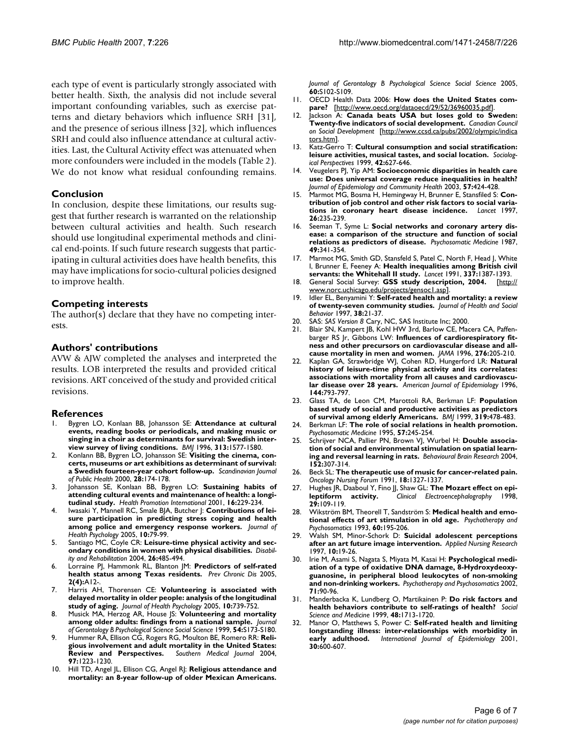each type of event is particularly strongly associated with better health. Sixth, the analysis did not include several important confounding variables, such as exercise patterns and dietary behaviors which influence SRH [31], and the presence of serious illness [32], which influences SRH and could also influence attendance at cultural activities. Last, the Cultural Activity effect was attenuated when more confounders were included in the models (Table 2). We do not know what residual confounding remains.

## Conclusion

In conclusion, despite these limitations, our results suggest that further research is warranted on the relationship between cultural activities and health. Such research should use longitudinal experimental methods and clinical end-points. If such future research suggests that participating in cultural activities does have health benefits, this may have implications for socio-cultural policies designed to improve health.

## Competing interests

The author(s) declare that they have no competing interests.

## Authors' contributions

AVW & AJW completed the analyses and interpreted the results. LOB interpreted the results and provided critical revisions. ART conceived of the study and provided critical revisions.

## References

1. Bygren LO, Konlaan BB, Johansson SE: **Attendance at cultural events, reading books or periodicals, and making music or singing in a choir as determinants for survival: Swedish interview survey of living conditions.** *BMJ* 1996, **313:**1577-1580.
2. Konlann BB, Bygren LO, Johansson SE: **Visiting the cinema, concerts, museums or art exhibitions as determinant of survival: a Swedish fourteen-year cohort follow-up.** *Scandinavian Journal of Public Health* 2000, **28:**174-178.
3. Johansson SE, Konlaan BB, Bygren LO: **Sustaining habits of attending cultural events and maintenance of health: a longitudinal study.** *Health Promotion International* 2001, **16:**229-234.
4. Iwasaki Y, Mannell RC, Smale BJA, Butcher J: **Contributions of leisure participation in predicting stress coping and health among police and emergency response workers.** *Journal of Health Psychology* 2005, **10:**79-99.
5. Santiago MC, Coyle CR: **Leisure-time physical activity and secondary conditions in women with physical disabilities.** *Disability and Rehabilitation* 2004, **26:**485-494.
6. Lorraine PJ, Hammonk RL, Blanton JM: **Predictors of self-rated health status among Texas residents.** *Prev Chronic Dis* 2005, **2(4):**A12-.
7. Harris AH, Thorensen CE: **Volunteering is associated with delayed mortality in older people: analysis of the longitudinal study of aging.** *Journal of Health Psychology* 2005, **10:**739-752.
8. Musick MA, Herzog AR, House JS: **Volunteering and mortality among older adults: findings from a national sample.** *Journal of Gerontology B Psychological Science Social Science* 1999, **54:**S173-S180.
9. Hummer RA, Ellison CG, Rogers RG, Moulton BE, Romero RR: **Religious involvement and adult mortality in the United States: Review and Perspectives.** *Southern Medical Journal* 2004, **97:**1223-1230.
10. Hill TD, Angel JL, Ellison CG, Angel RJ: **Religious attendance and mortality: an 8-year follow-up of older Mexican Americans.** *Journal of Gerontology B Psychological Science Social Science* 2005, **60:**S102-S109.
11. OECD Health Data 2006: **How does the United States compare?** [http://www.oecd.org/dataoecd/29/52/36960035.pdf].
12. Jackson A: **Canada beats USA but loses gold to Sweden: Twenty-five indicators of social development.** *Canadian Council on Social Development* [http://www.ccsd.ca/pubs/2002/olympic/indicators.htm].
13. Katz-Gerro T: **Cultural consumption and social stratification: leisure activities, musical tastes, and social location.** *Sociological Perspectives* 1999, **42:**627-646.
14. Veugelers PJ, Yip AM: **Socioeconomic disparities in health care use: Does universal coverage reduce inequalities in health?** *Journal of Epidemiology and Community Health* 2003, **57:**424-428.
15. Marmot MG, Bosma H, Hemingway H, Brunner E, Stansfiled S: **Contribution of job control and other risk factors to social variations in coronary heart disease incidence.** *Lancet* 1997, **26:**235-239.
16. Seeman T, Syme L: **Social networks and coronary artery disease: a comparison of the structure and function of social relations as predictors of disease.** *Psychosomatic Medicine* 1987, **49:**341-354.
17. Marmot MG, Smith GD, Stansfeld S, Patel C, North F, Head J, White I, Brunner E, Feeney A: **Health inequalities among British civil servants: the Whitehall II study.** *Lancet* 1991, **337:**1387-1393.
18. General Social Survey: **GSS study description, 2004.** [http://www.norc.uchicago.edu/projects/gensoc1.asp].
19. Idler EL, Benyamini Y: **Self-rated health and mortality: a review of twenty-seven community studies.** *Journal of Health and Social Behavior* 1997, **38:**21-37.
20. SAS: *SAS Version 8* Cary, NC, SAS Institute Inc; 2000.
21. Blair SN, Kampert JB, Kohl HW 3rd, Barlow CE, Macera CA, Paffenbarger RS Jr, Gibbons LW: **Influences of cardiorespiratory fitness and other precursors on cardiovascular disease and all-cause mortality in men and women.** *JAMA* 1996, **276:**205-210.
22. Kaplan GA, Strawbridge WJ, Cohen RD, Hungerford LR: **Natural history of leisure-time physical activity and its correlates: associations with mortality from all causes and cardiovascular disease over 28 years.** *American Journal of Epidemiology* 1996, **144:**793-797.
23. Glass TA, de Leon CM, Marottoli RA, Berkman LF: **Population based study of social and productive activities as predictors of survival among elderly Americans.** *BMJ* 1999, **319:**478-483.
24. Berkman LF: **The role of social relations in health promotion.** *Psychosomatic Medicine* 1995, **57:**245-254.
25. Schrijver NCA, Pallier PN, Brown VJ, Wurbel H: **Double association of social and environmental stimulation on spatial learning and reversal learning in rats.** *Behavioural Brain Research* 2004, **152:**307-314.
26. Beck SL: **The therapeutic use of music for cancer-related pain.** *Oncology Nursing Forum* 1991, **18:**1327-1337.
27. Hughes JR, Daaboul Y, Fino JJ, Shaw GL: **The Mozart effect on epileptiform activity.** *Clinical Electroencephalography* 1998, **29:**109-119.
28. Wikström BM, Theorell T, Sandström S: **Medical health and emotional effects of art stimulation in old age.** *Psychotherapy and Psychosomatics* 1993, **60:**195-206.
29. Walsh SM, Minor-Schork D: **Suicidal adolescent perceptions after an art future image intervention.** *Applied Nursing Research* 1997, **10:**19-26.
30. Irie M, Asami S, Nagata S, Miyata M, Kasai H: **Psychological mediation of a type of oxidative DNA damage, 8-Hydroxydeoxyguanosine, in peripheral blood leukocytes of non-smoking and non-drinking workers.** *Psychotherapy and Psychosomatics* 2002, **71:**90-96.
31. Manderbacka K, Lundberg O, Martikainen P: **Do risk factors and health behaviors contribute to self-ratings of health?** *Social Science and Medicine* 1999, **48:**1713-1720.
32. Manor O, Matthews S, Power C: **Self-rated health and limiting longstanding illness: inter-relationships with morbidity in early adulthood.** *International Journal of Epidemiology* 2001, **30:**600-607.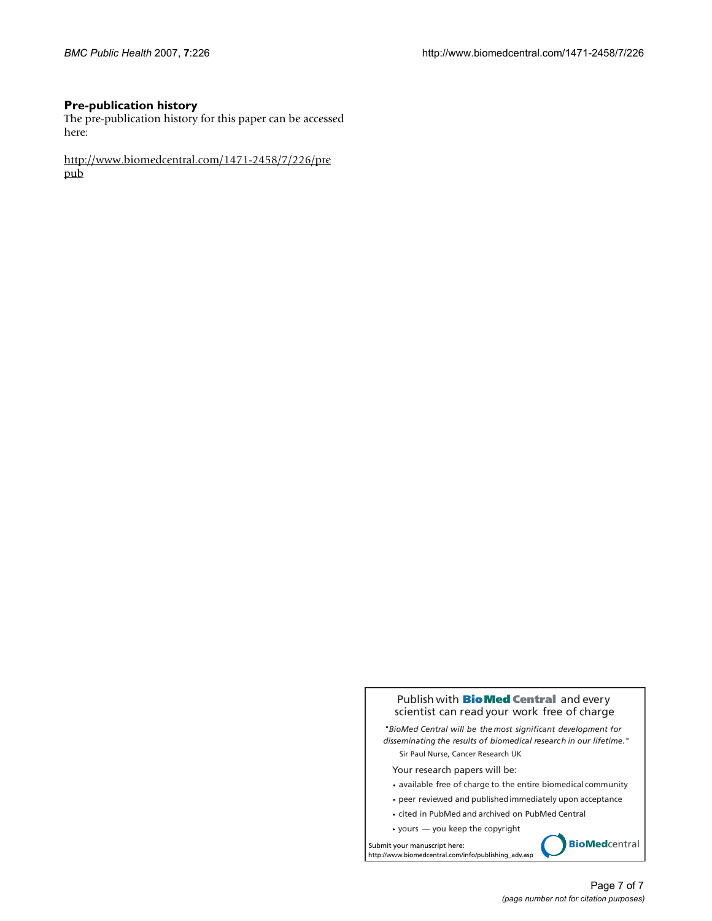## Pre-publication history

The pre-publication history for this paper can be accessed here:

http://www.biomedcentral.com/1471-2458/7/226/prepub

Publish with **BioMed Central** and every scientist can read your work free of charge

*"BioMed Central will be the most significant development for disseminating the results of biomedical research in our lifetime."*

Sir Paul Nurse, Cancer Research UK

Your research papers will be:

- available free of charge to the entire biomedical community
- peer reviewed and published immediately upon acceptance
- cited in PubMed and archived on PubMed Central
- yours — you keep the copyright

Submit your manuscript here:
http://www.biomedcentral.com/info/publishing_adv.asp

**BioMed**central